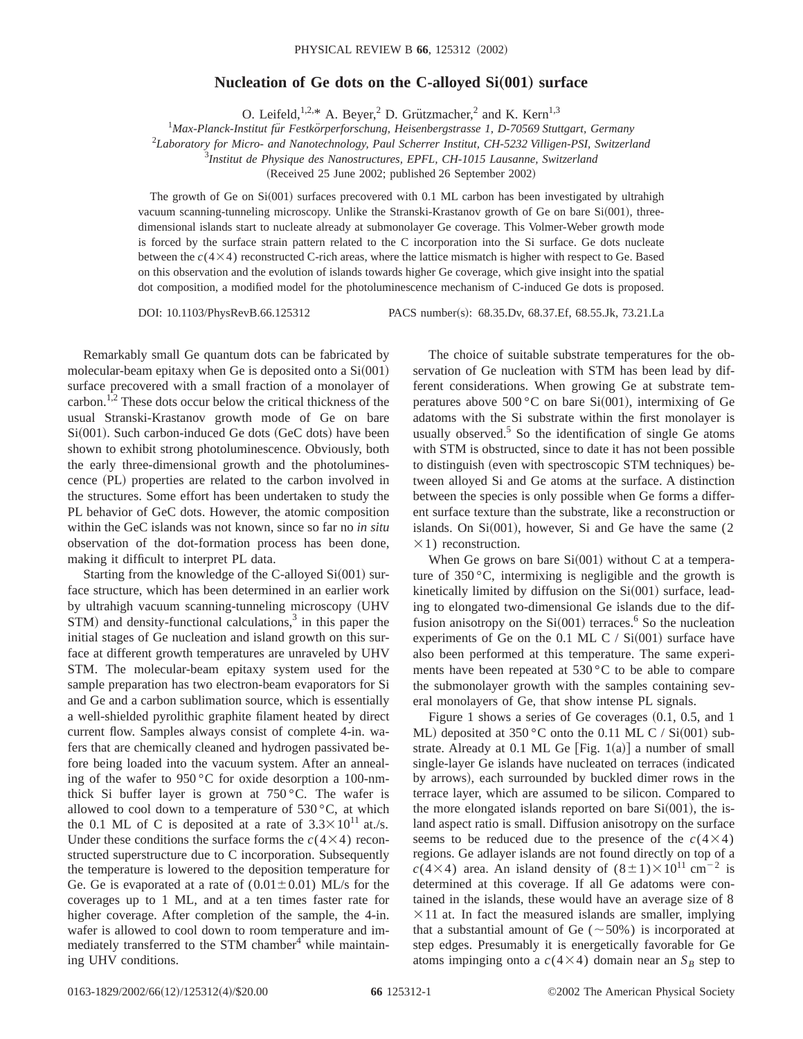# Nucleation of Ge dots on the C-alloyed Si(001) surface

O. Leifeld,[1,2,*] A. Beyer,[2] D. Grützmacher,[2] and K. Kern[1,3]

[1] *Max-Planck-Institut für Festkörperforschung, Heisenbergstrasse 1, D-70569 Stuttgart, Germany*
[2] *Laboratory for Micro- and Nanotechnology, Paul Scherrer Institut, CH-5232 Villigen-PSI, Switzerland*
[3] *Institut de Physique des Nanostructures, EPFL, CH-1015 Lausanne, Switzerland*

(Received 25 June 2002; published 26 September 2002)

The growth of Ge on Si(001) surfaces precovered with 0.1 ML carbon has been investigated by ultrahigh vacuum scanning-tunneling microscopy. Unlike the Stranski-Krastanov growth of Ge on bare Si(001), three-dimensional islands start to nucleate already at submonolayer Ge coverage. This Volmer-Weber growth mode is forced by the surface strain pattern related to the C incorporation into the Si surface. Ge dots nucleate between the $c(4\times4)$ reconstructed C-rich areas, where the lattice mismatch is higher with respect to Ge. Based on this observation and the evolution of islands towards higher Ge coverage, which give insight into the spatial dot composition, a modified model for the photoluminescence mechanism of C-induced Ge dots is proposed.

DOI: 10.1103/PhysRevB.66.125312 PACS number(s): 68.35.Dv, 68.37.Ef, 68.55.Jk, 73.21.La

Remarkably small Ge quantum dots can be fabricated by molecular-beam epitaxy when Ge is deposited onto a Si(001) surface precovered with a small fraction of a monolayer of carbon.[1,2] These dots occur below the critical thickness of the usual Stranski-Krastanov growth mode of Ge on bare Si(001). Such carbon-induced Ge dots (GeC dots) have been shown to exhibit strong photoluminescence. Obviously, both the early three-dimensional growth and the photoluminescence (PL) properties are related to the carbon involved in the structures. Some effort has been undertaken to study the PL behavior of GeC dots. However, the atomic composition within the GeC islands was not known, since so far no *in situ* observation of the dot-formation process has been done, making it difficult to interpret PL data.

Starting from the knowledge of the C-alloyed Si(001) surface structure, which has been determined in an earlier work by ultrahigh vacuum scanning-tunneling microscopy (UHV STM) and density-functional calculations,[3] in this paper the initial stages of Ge nucleation and island growth on this surface at different growth temperatures are unraveled by UHV STM. The molecular-beam epitaxy system used for the sample preparation has two electron-beam evaporators for Si and Ge and a carbon sublimation source, which is essentially a well-shielded pyrolithic graphite filament heated by direct current flow. Samples always consist of complete 4-in. wafers that are chemically cleaned and hydrogen passivated before being loaded into the vacuum system. After an annealing of the wafer to 950 °C for oxide desorption a 100-nm-thick Si buffer layer is grown at 750 °C. The wafer is allowed to cool down to a temperature of 530 °C, at which the 0.1 ML of C is deposited at a rate of $3.3\times10^{11}$ at./s. Under these conditions the surface forms the $c(4\times4)$ reconstructed superstructure due to C incorporation. Subsequently the temperature is lowered to the deposition temperature for Ge. Ge is evaporated at a rate of $(0.01\pm0.01)$ ML/s for the coverages up to 1 ML, and at a ten times faster rate for higher coverage. After completion of the sample, the 4-in. wafer is allowed to cool down to room temperature and immediately transferred to the STM chamber[4] while maintaining UHV conditions.

The choice of suitable substrate temperatures for the observation of Ge nucleation with STM has been lead by different considerations. When growing Ge at substrate temperatures above 500 °C on bare Si(001), intermixing of Ge adatoms with the Si substrate within the first monolayer is usually observed.[5] So the identification of single Ge atoms with STM is obstructed, since to date it has not been possible to distinguish (even with spectroscopic STM techniques) between alloyed Si and Ge atoms at the surface. A distinction between the species is only possible when Ge forms a different surface texture than the substrate, like a reconstruction or islands. On Si(001), however, Si and Ge have the same $(2\times1)$ reconstruction.

When Ge grows on bare Si(001) without C at a temperature of 350 °C, intermixing is negligible and the growth is kinetically limited by diffusion on the Si(001) surface, leading to elongated two-dimensional Ge islands due to the diffusion anisotropy on the Si(001) terraces.[6] So the nucleation experiments of Ge on the 0.1 ML C / Si(001) surface have also been performed at this temperature. The same experiments have been repeated at 530 °C to be able to compare the submonolayer growth with the samples containing several monolayers of Ge, that show intense PL signals.

Figure 1 shows a series of Ge coverages (0.1, 0.5, and 1 ML) deposited at 350 °C onto the 0.11 ML C / Si(001) substrate. Already at 0.1 ML Ge [Fig. 1(a)] a number of small single-layer Ge islands have nucleated on terraces (indicated by arrows), each surrounded by buckled dimer rows in the terrace layer, which are assumed to be silicon. Compared to the more elongated islands reported on bare Si(001), the island aspect ratio is small. Diffusion anisotropy on the surface seems to be reduced due to the presence of the $c(4\times4)$ regions. Ge adlayer islands are not found directly on top of a $c(4\times4)$ area. An island density of $(8\pm1)\times10^{11}$ cm$^{-2}$ is determined at this coverage. If all Ge adatoms were contained in the islands, these would have an average size of $8\times11$ at. In fact the measured islands are smaller, implying that a substantial amount of Ge (~50%) is incorporated at step edges. Presumably it is energetically favorable for Ge atoms impinging onto a $c(4\times4)$ domain near an $S_B$ step to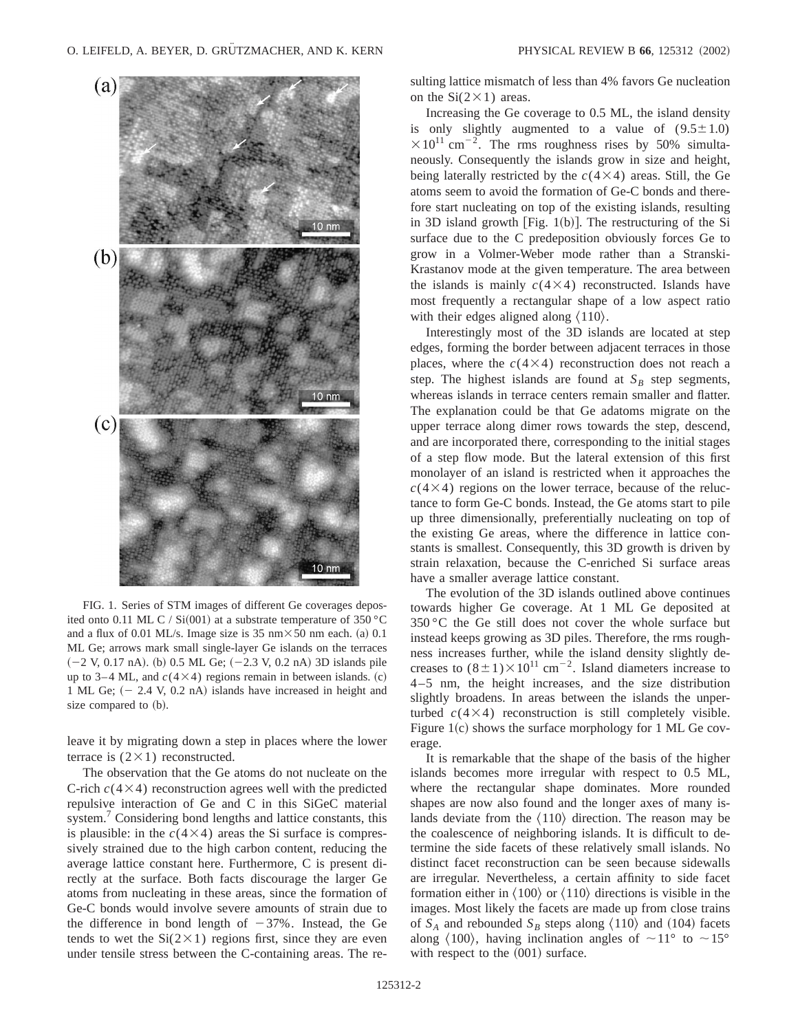FIG. 1. Series of STM images of different Ge coverages deposited onto 0.11 ML C / Si(001) at a substrate temperature of 350 °C and a flux of 0.01 ML/s. Image size is 35 nm×50 nm each. (a) 0.1 ML Ge; arrows mark small single-layer Ge islands on the terraces (−2 V, 0.17 nA). (b) 0.5 ML Ge; (−2.3 V, 0.2 nA) 3D islands pile up to 3–4 ML, and $c(4\times4)$ regions remain in between islands. (c) 1 ML Ge; (− 2.4 V, 0.2 nA) islands have increased in height and size compared to (b).

leave it by migrating down a step in places where the lower terrace is $(2\times1)$ reconstructed.

The observation that the Ge atoms do not nucleate on the C-rich $c(4\times4)$ reconstruction agrees well with the predicted repulsive interaction of Ge and C in this SiGeC material system.[7] Considering bond lengths and lattice constants, this is plausible: in the $c(4\times4)$ areas the Si surface is compressively strained due to the high carbon content, reducing the average lattice constant here. Furthermore, C is present directly at the surface. Both facts discourage the larger Ge atoms from nucleating in these areas, since the formation of Ge-C bonds would involve severe amounts of strain due to the difference in bond length of −37%. Instead, the Ge tends to wet the Si$(2\times1)$ regions first, since they are even under tensile stress between the C-containing areas. The resulting lattice mismatch of less than 4% favors Ge nucleation on the Si$(2\times1)$ areas.

Increasing the Ge coverage to 0.5 ML, the island density is only slightly augmented to a value of $(9.5\pm1.0)\times10^{11}\ \mathrm{cm}^{-2}$. The rms roughness rises by 50% simultaneously. Consequently the islands grow in size and height, being laterally restricted by the $c(4\times4)$ areas. Still, the Ge atoms seem to avoid the formation of Ge-C bonds and therefore start nucleating on top of the existing islands, resulting in 3D island growth [Fig. 1(b)]. The restructuring of the Si surface due to the C predeposition obviously forces Ge to grow in a Volmer-Weber mode rather than a Stranski-Krastanov mode at the given temperature. The area between the islands is mainly $c(4\times4)$ reconstructed. Islands have most frequently a rectangular shape of a low aspect ratio with their edges aligned along $\langle110\rangle$.

Interestingly most of the 3D islands are located at step edges, forming the border between adjacent terraces in those places, where the $c(4\times4)$ reconstruction does not reach a step. The highest islands are found at $S_B$ step segments, whereas islands in terrace centers remain smaller and flatter. The explanation could be that Ge adatoms migrate on the upper terrace along dimer rows towards the step, descend, and are incorporated there, corresponding to the initial stages of a step flow mode. But the lateral extension of this first monolayer of an island is restricted when it approaches the $c(4\times4)$ regions on the lower terrace, because of the reluctance to form Ge-C bonds. Instead, the Ge atoms start to pile up three dimensionally, preferentially nucleating on top of the existing Ge areas, where the difference in lattice constants is smallest. Consequently, this 3D growth is driven by strain relaxation, because the C-enriched Si surface areas have a smaller average lattice constant.

The evolution of the 3D islands outlined above continues towards higher Ge coverage. At 1 ML Ge deposited at 350 °C the Ge still does not cover the whole surface but instead keeps growing as 3D piles. Therefore, the rms roughness increases further, while the island density slightly decreases to $(8\pm1)\times10^{11}\ \mathrm{cm}^{-2}$. Island diameters increase to 4–5 nm, the height increases, and the size distribution slightly broadens. In areas between the islands the unperturbed $c(4\times4)$ reconstruction is still completely visible. Figure 1(c) shows the surface morphology for 1 ML Ge coverage.

It is remarkable that the shape of the basis of the higher islands becomes more irregular with respect to 0.5 ML, where the rectangular shape dominates. More rounded shapes are now also found and the longer axes of many islands deviate from the $\langle110\rangle$ direction. The reason may be the coalescence of neighboring islands. It is difficult to determine the side facets of these relatively small islands. No distinct facet reconstruction can be seen because sidewalls are irregular. Nevertheless, a certain affinity to side facet formation either in $\langle100\rangle$ or $\langle110\rangle$ directions is visible in the images. Most likely the facets are made up from close trains of $S_A$ and rebounded $S_B$ steps along $\langle110\rangle$ and (104) facets along $\langle100\rangle$, having inclination angles of $\sim11°$ to $\sim15°$ with respect to the (001) surface.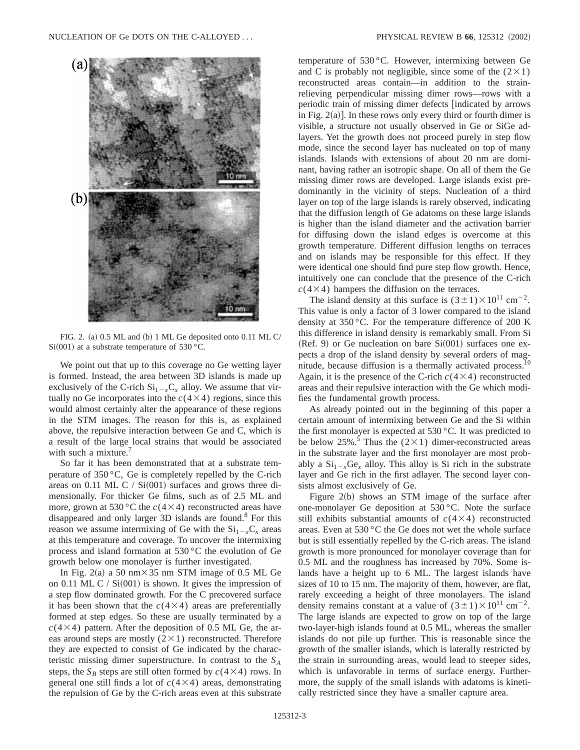FIG. 2. (a) 0.5 ML and (b) 1 ML Ge deposited onto 0.11 ML C/Si(001) at a substrate temperature of 530 °C.

We point out that up to this coverage no Ge wetting layer is formed. Instead, the area between 3D islands is made up exclusively of the C-rich $Si_{1-x}C_x$ alloy. We assume that virtually no Ge incorporates into the $c(4\times4)$ regions, since this would almost certainly alter the appearance of these regions in the STM images. The reason for this is, as explained above, the repulsive interaction between Ge and C, which is a result of the large local strains that would be associated with such a mixture.[7]

So far it has been demonstrated that at a substrate temperature of 350 °C, Ge is completely repelled by the C-rich areas on 0.11 ML C / Si(001) surfaces and grows three dimensionally. For thicker Ge films, such as of 2.5 ML and more, grown at 530 °C the $c(4\times4)$ reconstructed areas have disappeared and only larger 3D islands are found.[8] For this reason we assume intermixing of Ge with the $Si_{1-x}C_x$ areas at this temperature and coverage. To uncover the intermixing process and island formation at 530 °C the evolution of Ge growth below one monolayer is further investigated.

In Fig. 2(a) a 50 nm×35 nm STM image of 0.5 ML Ge on 0.11 ML C / Si(001) is shown. It gives the impression of a step flow dominated growth. For the C precovered surface it has been shown that the $c(4\times4)$ areas are preferentially formed at step edges. So these are usually terminated by a $c(4\times4)$ pattern. After the deposition of 0.5 ML Ge, the areas around steps are mostly $(2\times1)$ reconstructed. Therefore they are expected to consist of Ge indicated by the characteristic missing dimer superstructure. In contrast to the $S_A$ steps, the $S_B$ steps are still often formed by $c(4\times4)$ rows. In general one still finds a lot of $c(4\times4)$ areas, demonstrating the repulsion of Ge by the C-rich areas even at this substrate temperature of 530 °C. However, intermixing between Ge and C is probably not negligible, since some of the $(2\times1)$ reconstructed areas contain—in addition to the strain-relieving perpendicular missing dimer rows—rows with a periodic train of missing dimer defects [indicated by arrows in Fig. 2(a)]. In these rows only every third or fourth dimer is visible, a structure not usually observed in Ge or SiGe adlayers. Yet the growth does not proceed purely in step flow mode, since the second layer has nucleated on top of many islands. Islands with extensions of about 20 nm are dominant, having rather an isotropic shape. On all of them the Ge missing dimer rows are developed. Large islands exist predominantly in the vicinity of steps. Nucleation of a third layer on top of the large islands is rarely observed, indicating that the diffusion length of Ge adatoms on these large islands is higher than the island diameter and the activation barrier for diffusing down the island edges is overcome at this growth temperature. Different diffusion lengths on terraces and on islands may be responsible for this effect. If they were identical one should find pure step flow growth. Hence, intuitively one can conclude that the presence of the C-rich $c(4\times4)$ hampers the diffusion on the terraces.

The island density at this surface is $(3\pm1)\times10^{11}$ cm$^{-2}$. This value is only a factor of 3 lower compared to the island density at 350 °C. For the temperature difference of 200 K this difference in island density is remarkably small. From Si (Ref. 9) or Ge nucleation on bare Si(001) surfaces one expects a drop of the island density by several orders of magnitude, because diffusion is a thermally activated process.[10] Again, it is the presence of the C-rich $c(4\times4)$ reconstructed areas and their repulsive interaction with the Ge which modifies the fundamental growth process.

As already pointed out in the beginning of this paper a certain amount of intermixing between Ge and the Si within the first monolayer is expected at 530 °C. It was predicted to be below 25%.[5] Thus the $(2\times1)$ dimer-reconstructed areas in the substrate layer and the first monolayer are most probably a $Si_{1-x}Ge_x$ alloy. This alloy is Si rich in the substrate layer and Ge rich in the first adlayer. The second layer consists almost exclusively of Ge.

Figure 2(b) shows an STM image of the surface after one-monolayer Ge deposition at 530 °C. Note the surface still exhibits substantial amounts of $c(4\times4)$ reconstructed areas. Even at 530 °C the Ge does not wet the whole surface but is still essentially repelled by the C-rich areas. The island growth is more pronounced for monolayer coverage than for 0.5 ML and the roughness has increased by 70%. Some islands have a height up to 6 ML. The largest islands have sizes of 10 to 15 nm. The majority of them, however, are flat, rarely exceeding a height of three monolayers. The island density remains constant at a value of $(3\pm1)\times10^{11}$ cm$^{-2}$. The large islands are expected to grow on top of the large two-layer-high islands found at 0.5 ML, whereas the smaller islands do not pile up further. This is reasonable since the growth of the smaller islands, which is laterally restricted by the strain in surrounding areas, would lead to steeper sides, which is unfavorable in terms of surface energy. Furthermore, the supply of the small islands with adatoms is kinetically restricted since they have a smaller capture area.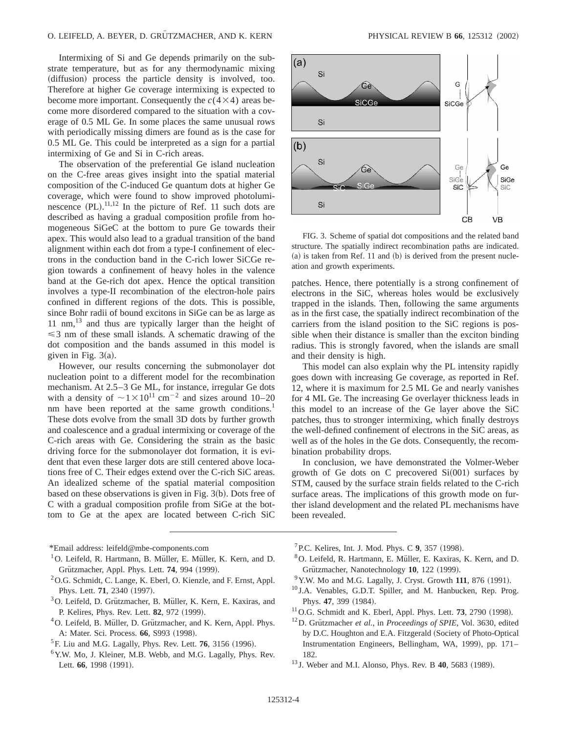Intermixing of Si and Ge depends primarily on the substrate temperature, but as for any thermodynamic mixing (diffusion) process the particle density is involved, too. Therefore at higher Ge coverage intermixing is expected to become more important. Consequently the $c(4\times4)$ areas become more disordered compared to the situation with a coverage of 0.5 ML Ge. In some places the same unusual rows with periodically missing dimers are found as is the case for 0.5 ML Ge. This could be interpreted as a sign for a partial intermixing of Ge and Si in C-rich areas.

The observation of the preferential Ge island nucleation on the C-free areas gives insight into the spatial material composition of the C-induced Ge quantum dots at higher Ge coverage, which were found to show improved photoluminescence (PL).[11,12] In the picture of Ref. 11 such dots are described as having a gradual composition profile from homogeneous SiGeC at the bottom to pure Ge towards their apex. This would also lead to a gradual transition of the band alignment within each dot from a type-I confinement of electrons in the conduction band in the C-rich lower SiCGe region towards a confinement of heavy holes in the valence band at the Ge-rich dot apex. Hence the optical transition involves a type-II recombination of the electron-hole pairs confined in different regions of the dots. This is possible, since Bohr radii of bound excitons in SiGe can be as large as 11 nm,[13] and thus are typically larger than the height of $\leqslant 3$ nm of these small islands. A schematic drawing of the dot composition and the bands assumed in this model is given in Fig. 3(a).

However, our results concerning the submonolayer dot nucleation point to a different model for the recombination mechanism. At 2.5–3 Ge ML, for instance, irregular Ge dots with a density of $\sim 1\times10^{11}$ cm$^{-2}$ and sizes around 10–20 nm have been reported at the same growth conditions.[1] These dots evolve from the small 3D dots by further growth and coalescence and a gradual intermixing or coverage of the C-rich areas with Ge. Considering the strain as the basic driving force for the submonolayer dot formation, it is evident that even these larger dots are still centered above locations free of C. Their edges extend over the C-rich SiC areas. An idealized scheme of the spatial material composition based on these observations is given in Fig. 3(b). Dots free of C with a gradual composition profile from SiGe at the bottom to Ge at the apex are located between C-rich SiC patches. Hence, there potentially is a strong confinement of electrons in the SiC, whereas holes would be exclusively trapped in the islands. Then, following the same arguments as in the first case, the spatially indirect recombination of the carriers from the island position to the SiC regions is possible when their distance is smaller than the exciton binding radius. This is strongly favored, when the islands are small and their density is high.

(a)
Si
Ge
SiCGe
Si
G
SiCGe

(b)
Si
Ge
SiC
SiGe
Si
Ge
SiGe
SiC
Ge
SiGe
SiC
CB
VB

FIG. 3. Scheme of spatial dot compositions and the related band structure. The spatially indirect recombination paths are indicated. (a) is taken from Ref. 11 and (b) is derived from the present nucleation and growth experiments.

This model can also explain why the PL intensity rapidly goes down with increasing Ge coverage, as reported in Ref. 12, where it is maximum for 2.5 ML Ge and nearly vanishes for 4 ML Ge. The increasing Ge overlayer thickness leads in this model to an increase of the Ge layer above the SiC patches, thus to stronger intermixing, which finally destroys the well-defined confinement of electrons in the SiC areas, as well as of the holes in the Ge dots. Consequently, the recombination probability drops.

In conclusion, we have demonstrated the Volmer-Weber growth of Ge dots on C precovered Si(001) surfaces by STM, caused by the surface strain fields related to the C-rich surface areas. The implications of this growth mode on further island development and the related PL mechanisms have been revealed.

---

*Email address: leifeld@mbe-components.com

[1] O. Leifeld, R. Hartmann, B. Müller, E. Müller, K. Kern, and D. Grützmacher, Appl. Phys. Lett. **74**, 994 (1999).

[2] O.G. Schmidt, C. Lange, K. Eberl, O. Kienzle, and F. Ernst, Appl. Phys. Lett. **71**, 2340 (1997).

[3] O. Leifeld, D. Grützmacher, B. Müller, K. Kern, E. Kaxiras, and P. Kelires, Phys. Rev. Lett. **82**, 972 (1999).

[4] O. Leifeld, B. Müller, D. Grützmacher, and K. Kern, Appl. Phys. A: Mater. Sci. Process. **66**, S993 (1998).

[5] F. Liu and M.G. Lagally, Phys. Rev. Lett. **76**, 3156 (1996).

[6] Y.W. Mo, J. Kleiner, M.B. Webb, and M.G. Lagally, Phys. Rev. Lett. **66**, 1998 (1991).

[7] P.C. Kelires, Int. J. Mod. Phys. C **9**, 357 (1998).

[8] O. Leifeld, R. Hartmann, E. Müller, E. Kaxiras, K. Kern, and D. Grützmacher, Nanotechnology **10**, 122 (1999).

[9] Y.W. Mo and M.G. Lagally, J. Cryst. Growth **111**, 876 (1991).

[10] J.A. Venables, G.D.T. Spiller, and M. Hanbucken, Rep. Prog. Phys. **47**, 399 (1984).

[11] O.G. Schmidt and K. Eberl, Appl. Phys. Lett. **73**, 2790 (1998).

[12] D. Grützmacher *et al.*, in *Proceedings of SPIE*, Vol. 3630, edited by D.C. Houghton and E.A. Fitzgerald (Society of Photo-Optical Instrumentation Engineers, Bellingham, WA, 1999), pp. 171–182.

[13] J. Weber and M.I. Alonso, Phys. Rev. B **40**, 5683 (1989).